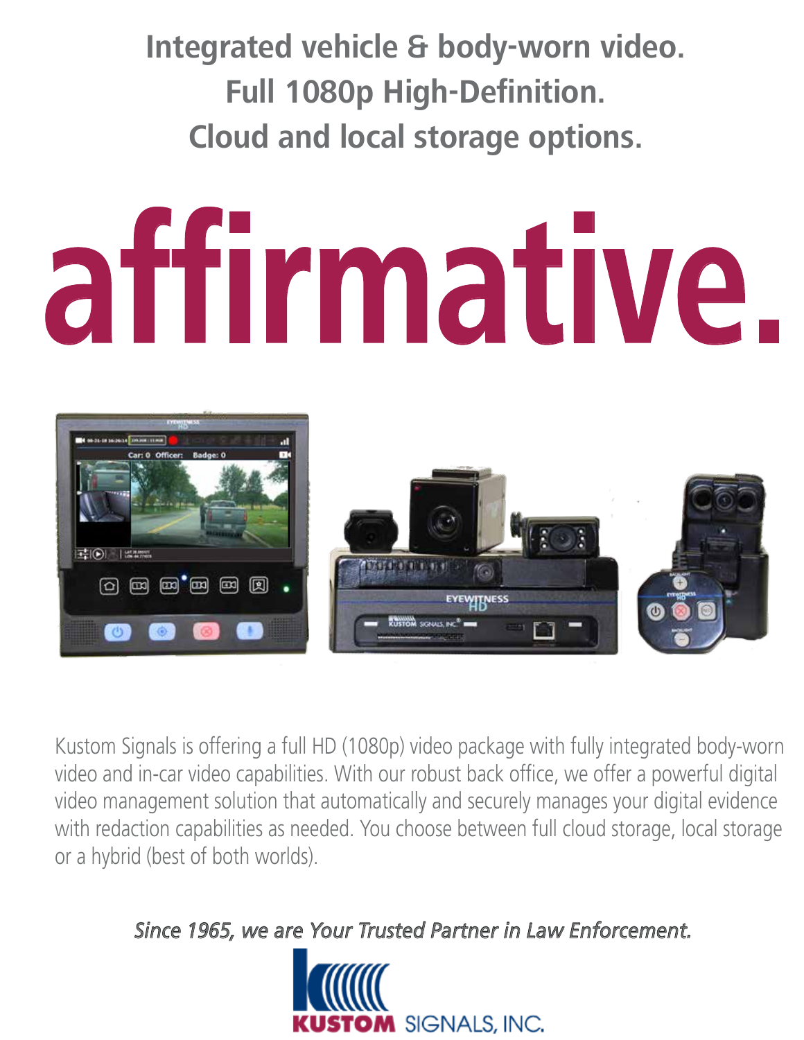**Integrated vehicle & body-worn video.**
**Full 1080p High-Definition.**
**Cloud and local storage options.**

# affirmative.

Kustom Signals is offering a full HD (1080p) video package with fully integrated body-worn video and in-car video capabilities. With our robust back office, we offer a powerful digital video management solution that automatically and securely manages your digital evidence with redaction capabilities as needed. You choose between full cloud storage, local storage or a hybrid (best of both worlds).

*Since 1965, we are Your Trusted Partner in Law Enforcement.*

KUSTOM SIGNALS, INC.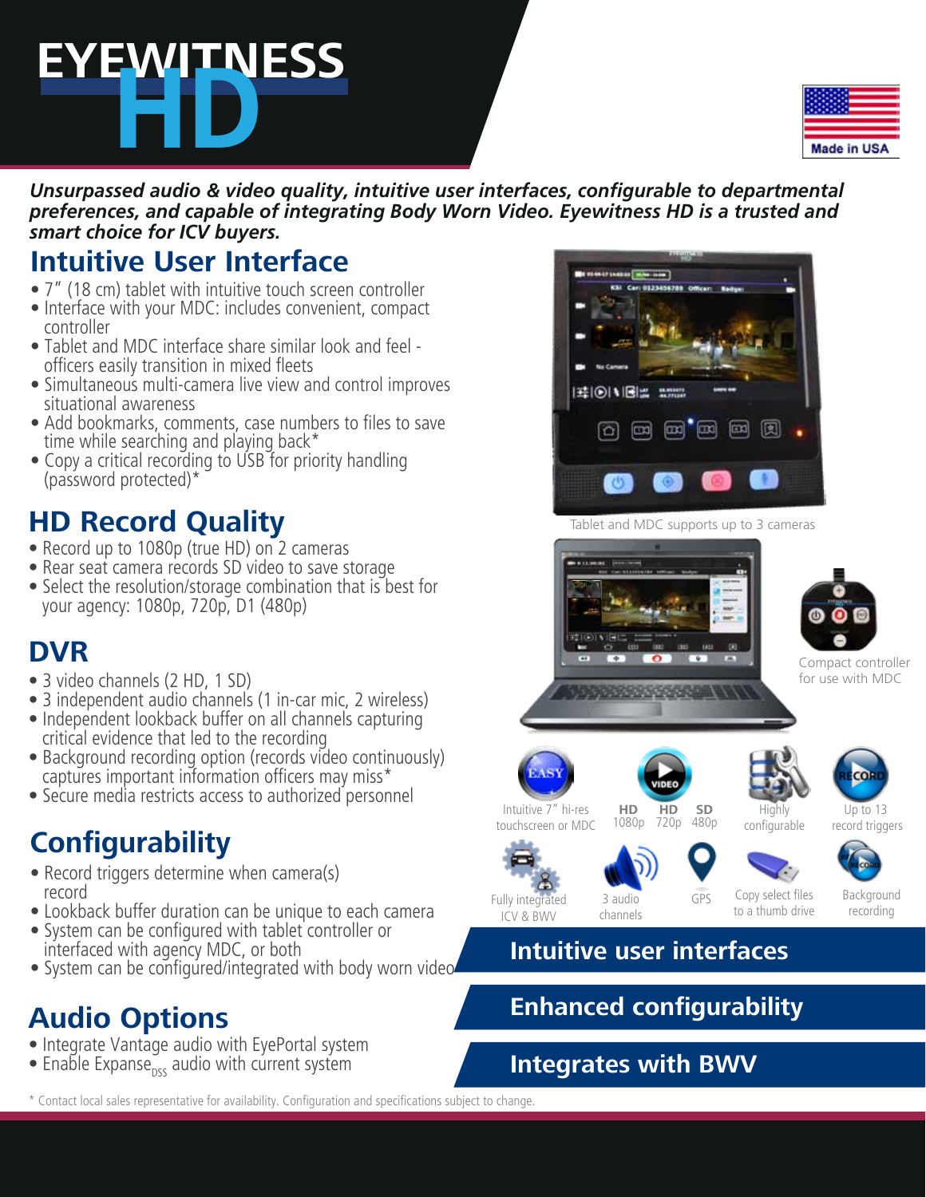# EYEWITNESS HD

Made in USA

***Unsurpassed audio & video quality, intuitive user interfaces, configurable to departmental preferences, and capable of integrating Body Worn Video. Eyewitness HD is a trusted and smart choice for ICV buyers.***

## Intuitive User Interface

- 7" (18 cm) tablet with intuitive touch screen controller
- Interface with your MDC: includes convenient, compact controller
- Tablet and MDC interface share similar look and feel - officers easily transition in mixed fleets
- Simultaneous multi-camera live view and control improves situational awareness
- Add bookmarks, comments, case numbers to files to save time while searching and playing back*
- Copy a critical recording to USB for priority handling (password protected)*

## HD Record Quality

- Record up to 1080p (true HD) on 2 cameras
- Rear seat camera records SD video to save storage
- Select the resolution/storage combination that is best for your agency: 1080p, 720p, D1 (480p)

## DVR

- 3 video channels (2 HD, 1 SD)
- 3 independent audio channels (1 in-car mic, 2 wireless)
- Independent lookback buffer on all channels capturing critical evidence that led to the recording
- Background recording option (records video continuously) captures important information officers may miss*
- Secure media restricts access to authorized personnel

## Configurability

- Record triggers determine when camera(s) record
- Lookback buffer duration can be unique to each camera
- System can be configured with tablet controller or interfaced with agency MDC, or both
- System can be configured/integrated with body worn video

## Audio Options

- Integrate Vantage audio with EyePortal system
- Enable Expanse$_{DSS}$ audio with current system

Tablet and MDC supports up to 3 cameras

Compact controller for use with MDC

Intuitive 7" hi-res touchscreen or MDC

HD 1080p | HD 720p | SD 480p

Highly configurable

Up to 13 record triggers

Fully integrated ICV & BWV

3 audio channels

GPS

Copy select files to a thumb drive

Background recording

**Intuitive user interfaces**

**Enhanced configurability**

**Integrates with BWV**

\* Contact local sales representative for availability. Configuration and specifications subject to change.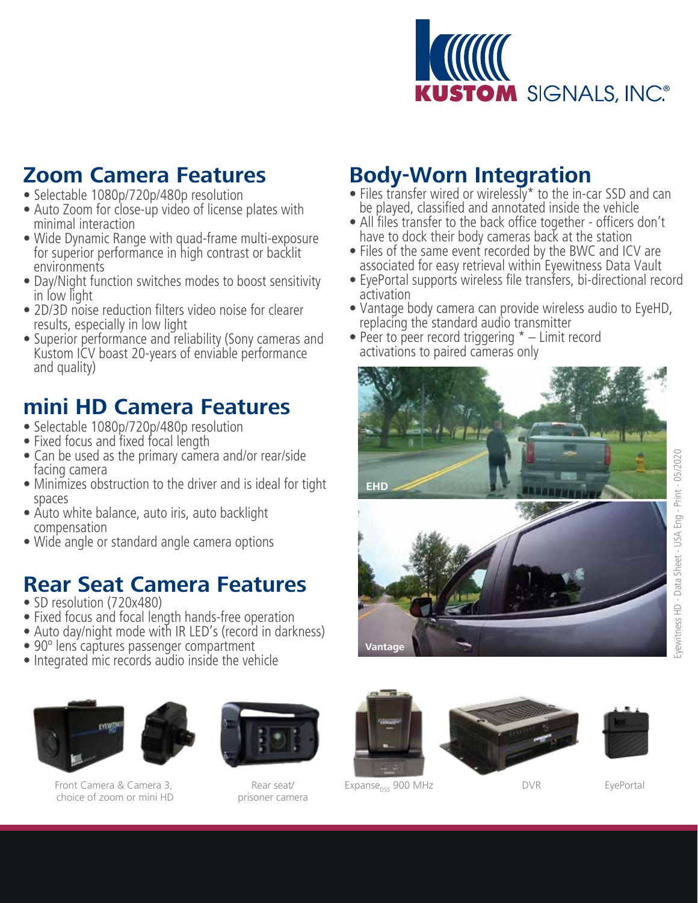## Zoom Camera Features

- Selectable 1080p/720p/480p resolution
- Auto Zoom for close-up video of license plates with minimal interaction
- Wide Dynamic Range with quad-frame multi-exposure for superior performance in high contrast or backlit environments
- Day/Night function switches modes to boost sensitivity in low light
- 2D/3D noise reduction filters video noise for clearer results, especially in low light
- Superior performance and reliability (Sony cameras and Kustom ICV boast 20-years of enviable performance and quality)

## mini HD Camera Features

- Selectable 1080p/720p/480p resolution
- Fixed focus and fixed focal length
- Can be used as the primary camera and/or rear/side facing camera
- Minimizes obstruction to the driver and is ideal for tight spaces
- Auto white balance, auto iris, auto backlight compensation
- Wide angle or standard angle camera options

## Rear Seat Camera Features

- SD resolution (720x480)
- Fixed focus and focal length hands-free operation
- Auto day/night mode with IR LED's (record in darkness)
- 90° lens captures passenger compartment
- Integrated mic records audio inside the vehicle

## Body-Worn Integration

- Files transfer wired or wirelessly* to the in-car SSD and can be played, classified and annotated inside the vehicle
- All files transfer to the back office together - officers don't have to dock their body cameras back at the station
- Files of the same event recorded by the BWC and ICV are associated for easy retrieval within Eyewitness Data Vault
- EyePortal supports wireless file transfers, bi-directional record activation
- Vantage body camera can provide wireless audio to EyeHD, replacing the standard audio transmitter
- Peer to peer record triggering * – Limit record activations to paired cameras only

EHD

Vantage

Front Camera & Camera 3, choice of zoom or mini HD

Rear seat/ prisoner camera

$\text{Expanse}_{DSS}$ 900 MHz

DVR

EyePortal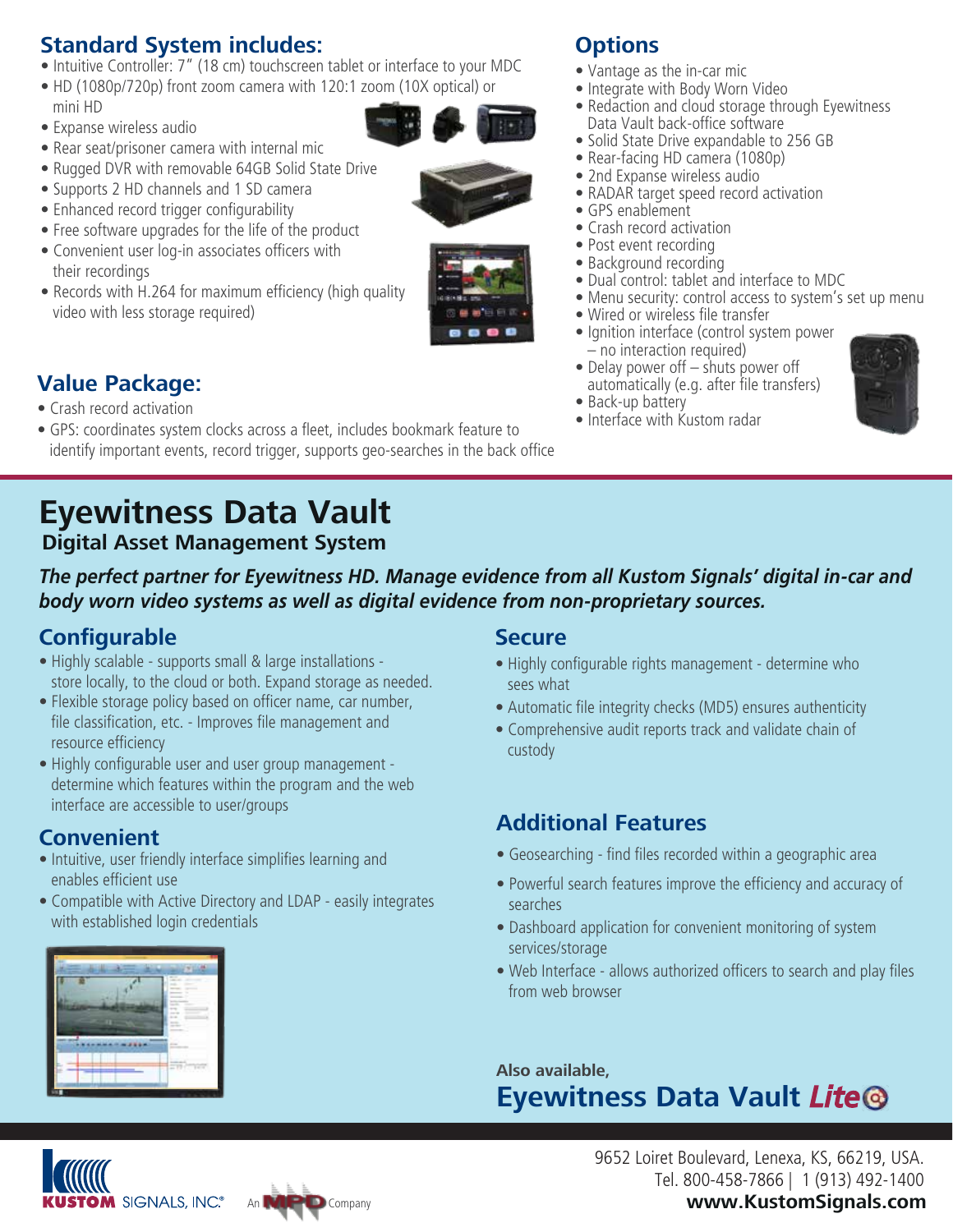## Standard System includes:

- Intuitive Controller: 7" (18 cm) touchscreen tablet or interface to your MDC
- HD (1080p/720p) front zoom camera with 120:1 zoom (10X optical) or mini HD
- Expanse wireless audio
- Rear seat/prisoner camera with internal mic
- Rugged DVR with removable 64GB Solid State Drive
- Supports 2 HD channels and 1 SD camera
- Enhanced record trigger configurability
- Free software upgrades for the life of the product
- Convenient user log-in associates officers with their recordings
- Records with H.264 for maximum efficiency (high quality video with less storage required)

## Value Package:

- Crash record activation
- GPS: coordinates system clocks across a fleet, includes bookmark feature to identify important events, record trigger, supports geo-searches in the back office

## Options

- Vantage as the in-car mic
- Integrate with Body Worn Video
- Redaction and cloud storage through Eyewitness Data Vault back-office software
- Solid State Drive expandable to 256 GB
- Rear-facing HD camera (1080p)
- 2nd Expanse wireless audio
- RADAR target speed record activation
- GPS enablement
- Crash record activation
- Post event recording
- Background recording
- Dual control: tablet and interface to MDC
- Menu security: control access to system's set up menu
- Wired or wireless file transfer
- Ignition interface (control system power – no interaction required)
- Delay power off – shuts power off automatically (e.g. after file transfers)
- Back-up battery
- Interface with Kustom radar

# Eyewitness Data Vault

### Digital Asset Management System

***The perfect partner for Eyewitness HD. Manage evidence from all Kustom Signals' digital in-car and body worn video systems as well as digital evidence from non-proprietary sources.***

## Configurable

- Highly scalable - supports small & large installations - store locally, to the cloud or both. Expand storage as needed.
- Flexible storage policy based on officer name, car number, file classification, etc. - Improves file management and resource efficiency
- Highly configurable user and user group management - determine which features within the program and the web interface are accessible to user/groups

## Convenient

- Intuitive, user friendly interface simplifies learning and enables efficient use
- Compatible with Active Directory and LDAP - easily integrates with established login credentials

## Secure

- Highly configurable rights management - determine who sees what
- Automatic file integrity checks (MD5) ensures authenticity
- Comprehensive audit reports track and validate chain of custody

## Additional Features

- Geosearching - find files recorded within a geographic area
- Powerful search features improve the efficiency and accuracy of searches
- Dashboard application for convenient monitoring of system services/storage
- Web Interface - allows authorized officers to search and play files from web browser

**Also available,**

## Eyewitness Data Vault *Lite*

KUSTOM SIGNALS, INC.® An MPD Company

9652 Loiret Boulevard, Lenexa, KS, 66219, USA.
Tel. 800-458-7866 | 1 (913) 492-1400
**www.KustomSignals.com**